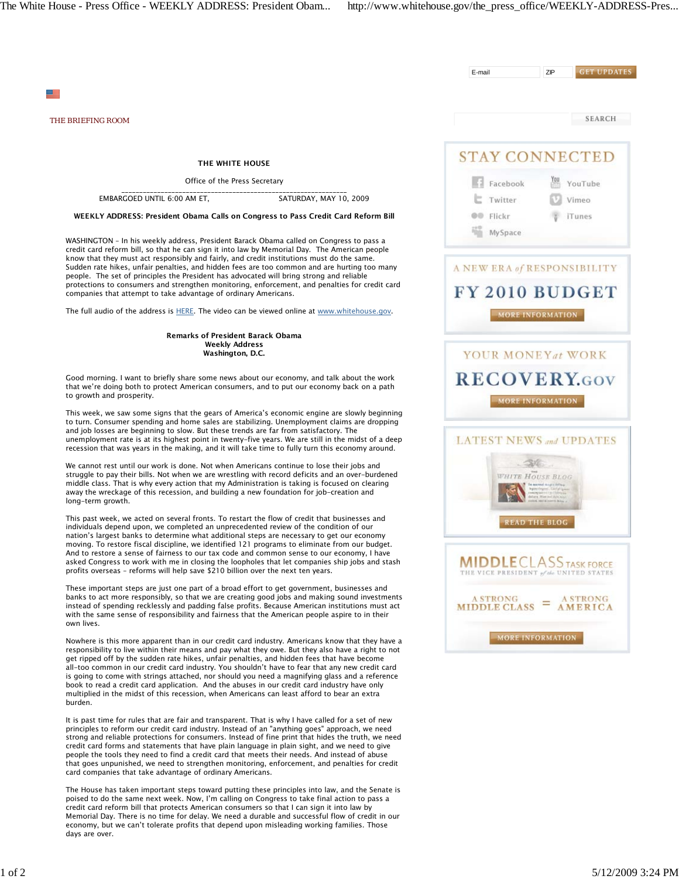THE BRIEFING ROOM

**THE WHITE HOUSE**

Office of the Press Secretary

EMBARGOED UNTIL 6:00 AM ET, SATURDAY, MAY 10, 2009

**WEEKLY ADDRESS: President Obama Calls on Congress to Pass Credit Card Reform Bill**

WASHINGTON – In his weekly address, President Barack Obama called on Congress to pass a credit card reform bill, so that he can sign it into law by Memorial Day. The American people know that they must act responsibly and fairly, and credit institutions must do the same. Sudden rate hikes, unfair penalties, and hidden fees are too common and are hurting too many people. The set of principles the President has advocated will bring strong and reliable protections to consumers and strengthen monitoring, enforcement, and penalties for credit card companies that attempt to take advantage of ordinary Americans.

The full audio of the address is HERE. The video can be viewed online at www.whitehouse.gov.

**Remarks of President Barack Obama**
**Weekly Address**
**Washington, D.C.**

Good morning. I want to briefly share some news about our economy, and talk about the work that we're doing both to protect American consumers, and to put our economy back on a path to growth and prosperity.

This week, we saw some signs that the gears of America's economic engine are slowly beginning to turn. Consumer spending and home sales are stabilizing. Unemployment claims are dropping and job losses are beginning to slow. But these trends are far from satisfactory. The unemployment rate is at its highest point in twenty-five years. We are still in the midst of a deep recession that was years in the making, and it will take time to fully turn this economy around.

We cannot rest until our work is done. Not when Americans continue to lose their jobs and struggle to pay their bills. Not when we are wrestling with record deficits and an over-burdened middle class. That is why every action that my Administration is taking is focused on clearing away the wreckage of this recession, and building a new foundation for job-creation and long-term growth.

This past week, we acted on several fronts. To restart the flow of credit that businesses and individuals depend upon, we completed an unprecedented review of the condition of our nation's largest banks to determine what additional steps are necessary to get our economy moving. To restore fiscal discipline, we identified 121 programs to eliminate from our budget. And to restore a sense of fairness to our tax code and common sense to our economy, I have asked Congress to work with me in closing the loopholes that let companies ship jobs and stash profits overseas – reforms will help save $210 billion over the next ten years.

These important steps are just one part of a broad effort to get government, businesses and banks to act more responsibly, so that we are creating good jobs and making sound investments instead of spending recklessly and padding false profits. Because American institutions must act with the same sense of responsibility and fairness that the American people aspire to in their own lives.

Nowhere is this more apparent than in our credit card industry. Americans know that they have a responsibility to live within their means and pay what they owe. But they also have a right to not get ripped off by the sudden rate hikes, unfair penalties, and hidden fees that have become all-too common in our credit card industry. You shouldn't have to fear that any new credit card is going to come with strings attached, nor should you need a magnifying glass and a reference book to read a credit card application. And the abuses in our credit card industry have only multiplied in the midst of this recession, when Americans can least afford to bear an extra burden.

It is past time for rules that are fair and transparent. That is why I have called for a set of new principles to reform our credit card industry. Instead of an "anything goes" approach, we need strong and reliable protections for consumers. Instead of fine print that hides the truth, we need credit card forms and statements that have plain language in plain sight, and we need to give people the tools they need to find a credit card that meets their needs. And instead of abuse that goes unpunished, we need to strengthen monitoring, enforcement, and penalties for credit card companies that take advantage of ordinary Americans.

The House has taken important steps toward putting these principles into law, and the Senate is poised to do the same next week. Now, I'm calling on Congress to take final action to pass a credit card reform bill that protects American consumers so that I can sign it into law by Memorial Day. There is no time for delay. We need a durable and successful flow of credit in our economy, but we can't tolerate profits that depend upon misleading working families. Those days are over.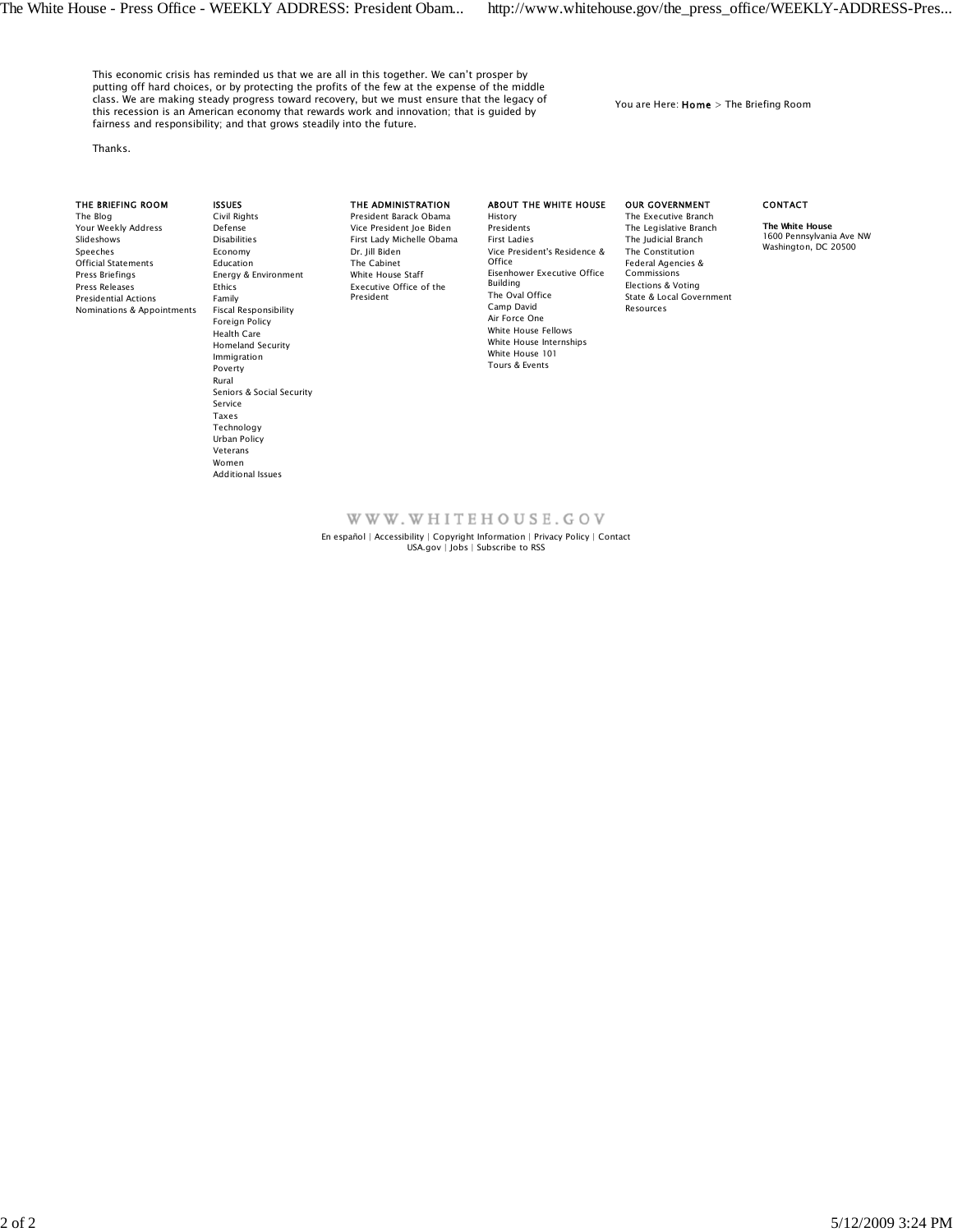This economic crisis has reminded us that we are all in this together. We can't prosper by putting off hard choices, or by protecting the profits of the few at the expense of the middle class. We are making steady progress toward recovery, but we must ensure that the legacy of this recession is an American economy that rewards work and innovation; that is guided by fairness and responsibility; and that grows steadily into the future.

Thanks.

You are Here: **Home** > The Briefing Room

**THE BRIEFING ROOM**
- The Blog
- Your Weekly Address
- Slideshows
- Speeches
- Official Statements
- Press Briefings
- Press Releases
- Presidential Actions
- Nominations & Appointments

**ISSUES**
- Civil Rights
- Defense
- Disabilities
- Economy
- Education
- Energy & Environment
- Ethics
- Family
- Fiscal Responsibility
- Foreign Policy
- Health Care
- Homeland Security
- Immigration
- Poverty
- Rural
- Seniors & Social Security
- Service
- Taxes
- Technology
- Urban Policy
- Veterans
- Women
- Additional Issues

**THE ADMINISTRATION**
- President Barack Obama
- Vice President Joe Biden
- First Lady Michelle Obama
- Dr. Jill Biden
- The Cabinet
- White House Staff
- Executive Office of the President

**ABOUT THE WHITE HOUSE**
- History
- Presidents
- First Ladies
- Vice President's Residence & Office
- Eisenhower Executive Office Building
- The Oval Office
- Camp David
- Air Force One
- White House Fellows
- White House Internships
- White House 101
- Tours & Events

**OUR GOVERNMENT**
- The Executive Branch
- The Legislative Branch
- The Judicial Branch
- The Constitution
- Federal Agencies & Commissions
- Elections & Voting
- State & Local Government Resources

**CONTACT**

**The White House**
1600 Pennsylvania Ave NW
Washington, DC 20500

WWW.WHITEHOUSE.GOV

En español | Accessibility | Copyright Information | Privacy Policy | Contact
USA.gov | Jobs | Subscribe to RSS